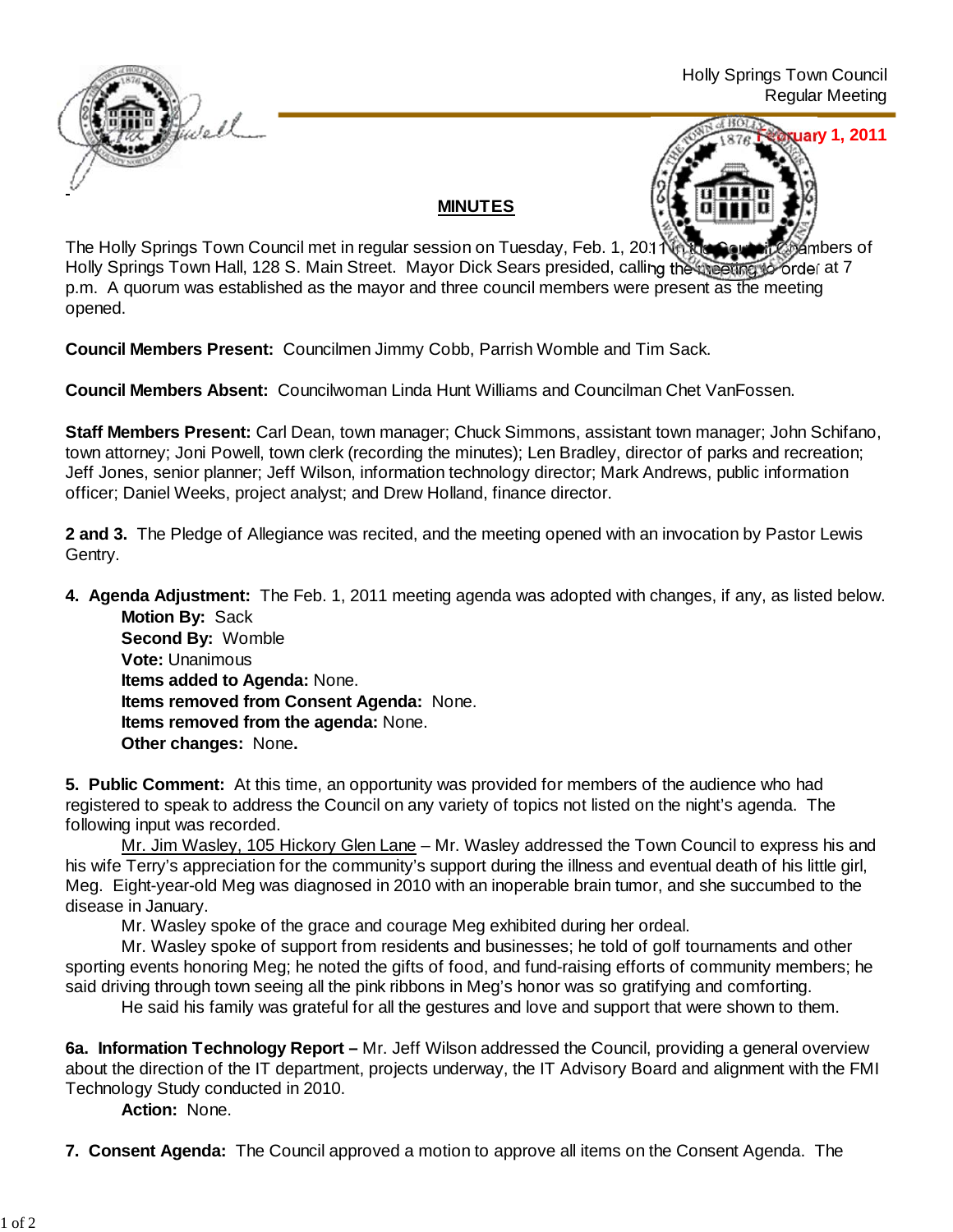Holly Springs Town Council
Regular Meeting

**February 1, 2011**

## MINUTES

The Holly Springs Town Council met in regular session on Tuesday, Feb. 1, 2011 in the Council Chambers of Holly Springs Town Hall, 128 S. Main Street. Mayor Dick Sears presided, calling the meeting to order at 7 p.m. A quorum was established as the mayor and three council members were present as the meeting opened.

**Council Members Present:** Councilmen Jimmy Cobb, Parrish Womble and Tim Sack.

**Council Members Absent:** Councilwoman Linda Hunt Williams and Councilman Chet VanFossen.

**Staff Members Present:** Carl Dean, town manager; Chuck Simmons, assistant town manager; John Schifano, town attorney; Joni Powell, town clerk (recording the minutes); Len Bradley, director of parks and recreation; Jeff Jones, senior planner; Jeff Wilson, information technology director; Mark Andrews, public information officer; Daniel Weeks, project analyst; and Drew Holland, finance director.

**2 and 3.** The Pledge of Allegiance was recited, and the meeting opened with an invocation by Pastor Lewis Gentry.

**4. Agenda Adjustment:** The Feb. 1, 2011 meeting agenda was adopted with changes, if any, as listed below.

**Motion By:** Sack
**Second By:** Womble
**Vote:** Unanimous
**Items added to Agenda:** None.
**Items removed from Consent Agenda:** None.
**Items removed from the agenda:** None.
**Other changes:** None**.**

**5. Public Comment:** At this time, an opportunity was provided for members of the audience who had registered to speak to address the Council on any variety of topics not listed on the night's agenda. The following input was recorded.

Mr. Jim Wasley, 105 Hickory Glen Lane – Mr. Wasley addressed the Town Council to express his and his wife Terry's appreciation for the community's support during the illness and eventual death of his little girl, Meg. Eight-year-old Meg was diagnosed in 2010 with an inoperable brain tumor, and she succumbed to the disease in January.

Mr. Wasley spoke of the grace and courage Meg exhibited during her ordeal.

Mr. Wasley spoke of support from residents and businesses; he told of golf tournaments and other sporting events honoring Meg; he noted the gifts of food, and fund-raising efforts of community members; he said driving through town seeing all the pink ribbons in Meg's honor was so gratifying and comforting.

He said his family was grateful for all the gestures and love and support that were shown to them.

**6a. Information Technology Report –** Mr. Jeff Wilson addressed the Council, providing a general overview about the direction of the IT department, projects underway, the IT Advisory Board and alignment with the FMI Technology Study conducted in 2010.

**Action:** None.

**7. Consent Agenda:** The Council approved a motion to approve all items on the Consent Agenda. The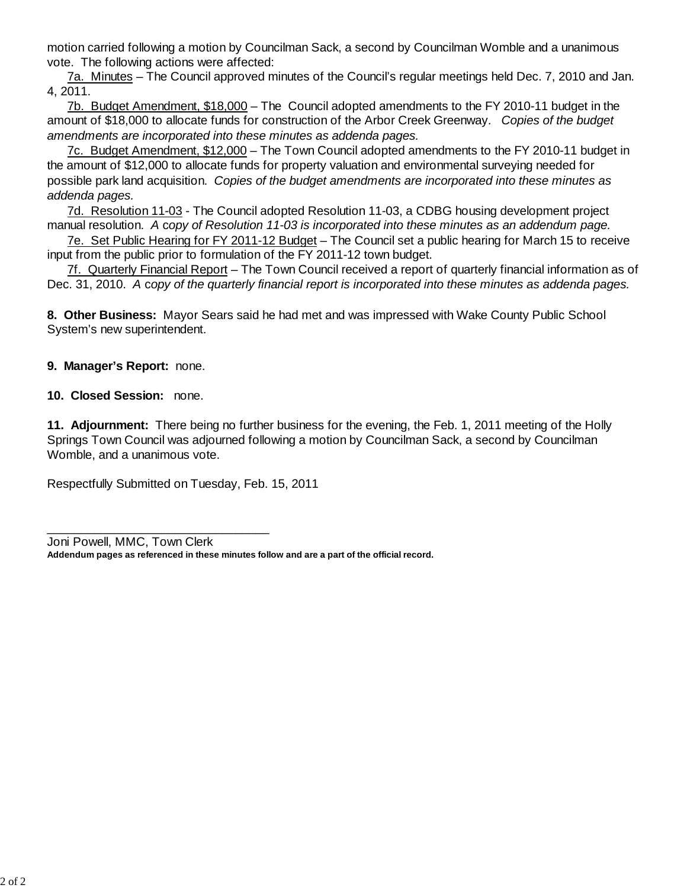motion carried following a motion by Councilman Sack, a second by Councilman Womble and a unanimous vote. The following actions were affected:

7a. Minutes – The Council approved minutes of the Council's regular meetings held Dec. 7, 2010 and Jan. 4, 2011.

7b. Budget Amendment, $18,000 – The Council adopted amendments to the FY 2010-11 budget in the amount of $18,000 to allocate funds for construction of the Arbor Creek Greenway. *Copies of the budget amendments are incorporated into these minutes as addenda pages.*

7c. Budget Amendment, $12,000 – The Town Council adopted amendments to the FY 2010-11 budget in the amount of $12,000 to allocate funds for property valuation and environmental surveying needed for possible park land acquisition. *Copies of the budget amendments are incorporated into these minutes as addenda pages.*

7d. Resolution 11-03 - The Council adopted Resolution 11-03, a CDBG housing development project manual resolution. *A copy of Resolution 11-03 is incorporated into these minutes as an addendum page.*

7e. Set Public Hearing for FY 2011-12 Budget – The Council set a public hearing for March 15 to receive input from the public prior to formulation of the FY 2011-12 town budget.

7f. Quarterly Financial Report – The Town Council received a report of quarterly financial information as of Dec. 31, 2010. *A copy of the quarterly financial report is incorporated into these minutes as addenda pages.*

**8. Other Business:** Mayor Sears said he had met and was impressed with Wake County Public School System's new superintendent.

**9. Manager's Report:** none.

**10. Closed Session:** none.

**11. Adjournment:** There being no further business for the evening, the Feb. 1, 2011 meeting of the Holly Springs Town Council was adjourned following a motion by Councilman Sack, a second by Councilman Womble, and a unanimous vote.

Respectfully Submitted on Tuesday, Feb. 15, 2011

_________________________________

Joni Powell, MMC, Town Clerk

**Addendum pages as referenced in these minutes follow and are a part of the official record.**